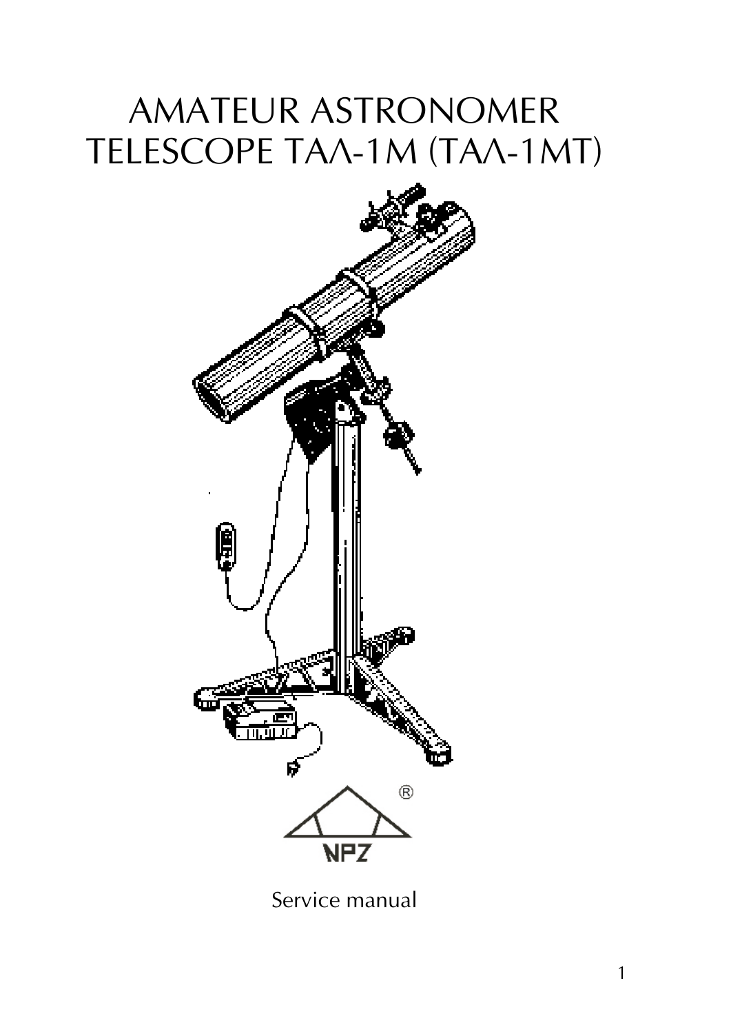# AMATEUR ASTRONOMER TELESCOPE ТАЛ-1М (ТАЛ-1МТ)

NPZ®

Service manual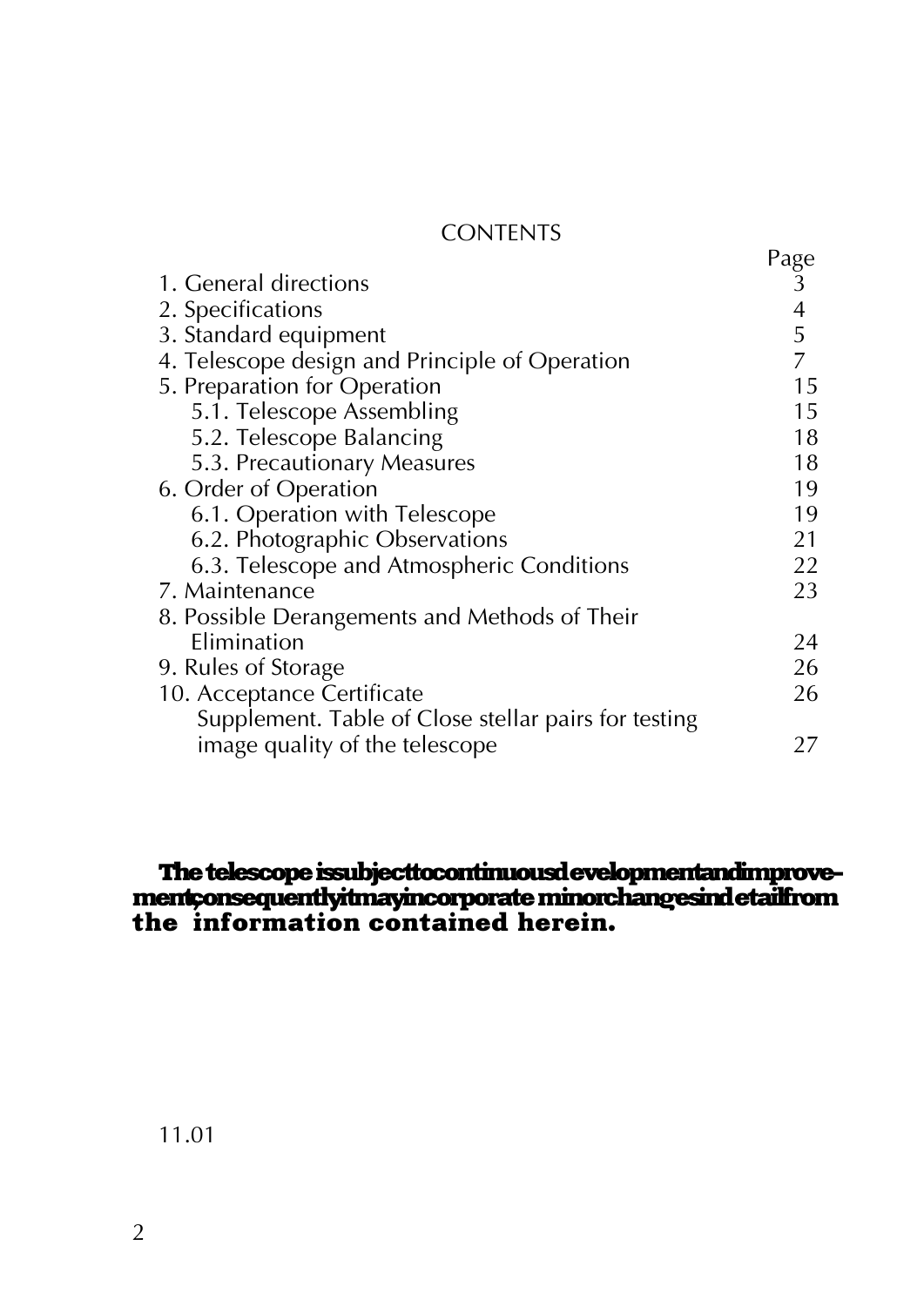# CONTENTS

| | Page |
|---|---|
| 1. General directions | 3 |
| 2. Specifications | 4 |
| 3. Standard equipment | 5 |
| 4. Telescope design and Principle of Operation | 7 |
| 5. Preparation for Operation | 15 |
| 5.1. Telescope Assembling | 15 |
| 5.2. Telescope Balancing | 18 |
| 5.3. Precautionary Measures | 18 |
| 6. Order of Operation | 19 |
| 6.1. Operation with Telescope | 19 |
| 6.2. Photographic Observations | 21 |
| 6.3. Telescope and Atmospheric Conditions | 22 |
| 7. Maintenance | 23 |
| 8. Possible Derangements and Methods of Their Elimination | 24 |
| 9. Rules of Storage | 26 |
| 10. Acceptance Certificate | 26 |
| Supplement. Table of Close stellar pairs for testing image quality of the telescope | 27 |

**The telescope is subject to continuous development and improvement, consequently it may incorporate minor changes in detail from the information contained herein.**

11.01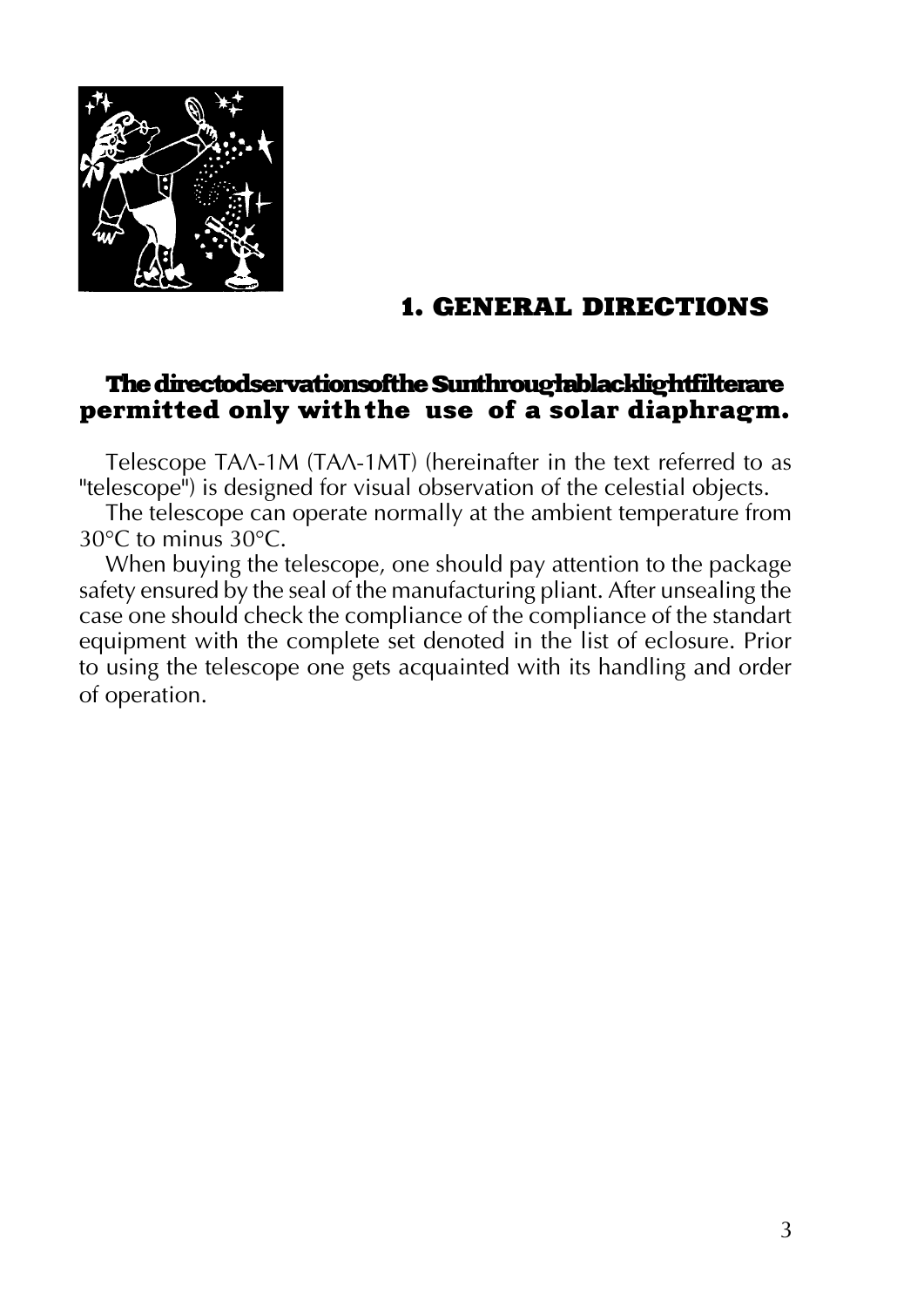## 1. GENERAL DIRECTIONS

**The direct observations of the Sun through a black light filter are permitted only with the use of a solar diaphragm.**

Telescope ТАЛ-1М (ТАЛ-1МТ) (hereinafter in the text referred to as "telescope") is designed for visual observation of the celestial objects.

The telescope can operate normally at the ambient temperature from 30°C to minus 30°C.

When buying the telescope, one should pay attention to the package safety ensured by the seal of the manufacturing pliant. After unsealing the case one should check the compliance of the compliance of the standart equipment with the complete set denoted in the list of eclosure. Prior to using the telescope one gets acquainted with its handling and order of operation.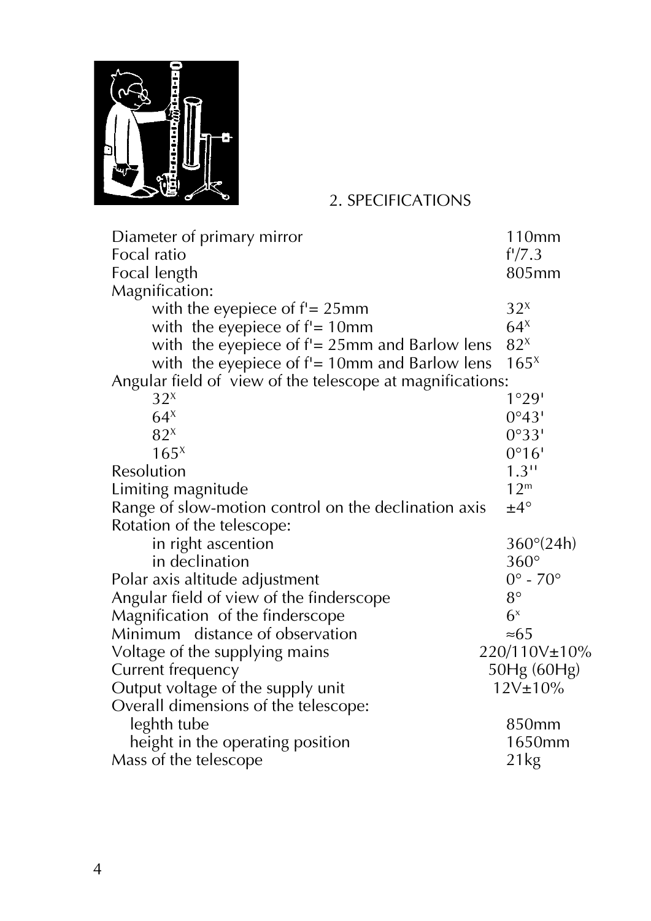## 2. SPECIFICATIONS

| | |
|---|---|
| Diameter of primary mirror | 110mm |
| Focal ratio | f'/7.3 |
| Focal length | 805mm |
| Magnification: | |
| with the eyepiece of f'= 25mm | $32^x$ |
| with the eyepiece of f'= 10mm | $64^x$ |
| with the eyepiece of f'= 25mm and Barlow lens | $82^x$ |
| with the eyepiece of f'= 10mm and Barlow lens | $165^x$ |
| Angular field of view of the telescope at magnifications: | |
| $32^x$ | 1°29' |
| $64^x$ | 0°43' |
| $82^x$ | 0°33' |
| $165^x$ | 0°16' |
| Resolution | 1.3'' |
| Limiting magnitude | $12^m$ |
| Range of slow-motion control on the declination axis | ±4° |
| Rotation of the telescope: | |
| in right ascention | 360°(24h) |
| in declination | 360° |
| Polar axis altitude adjustment | 0° - 70° |
| Angular field of view of the finderscope | 8° |
| Magnification of the finderscope | $6^x$ |
| Minimum distance of observation | ≈65 |
| Voltage of the supplying mains | 220/110V±10% |
| Current frequency | 50Hg (60Hg) |
| Output voltage of the supply unit | 12V±10% |
| Overall dimensions of the telescope: | |
| leghth tube | 850mm |
| height in the operating position | 1650mm |
| Mass of the telescope | 21kg |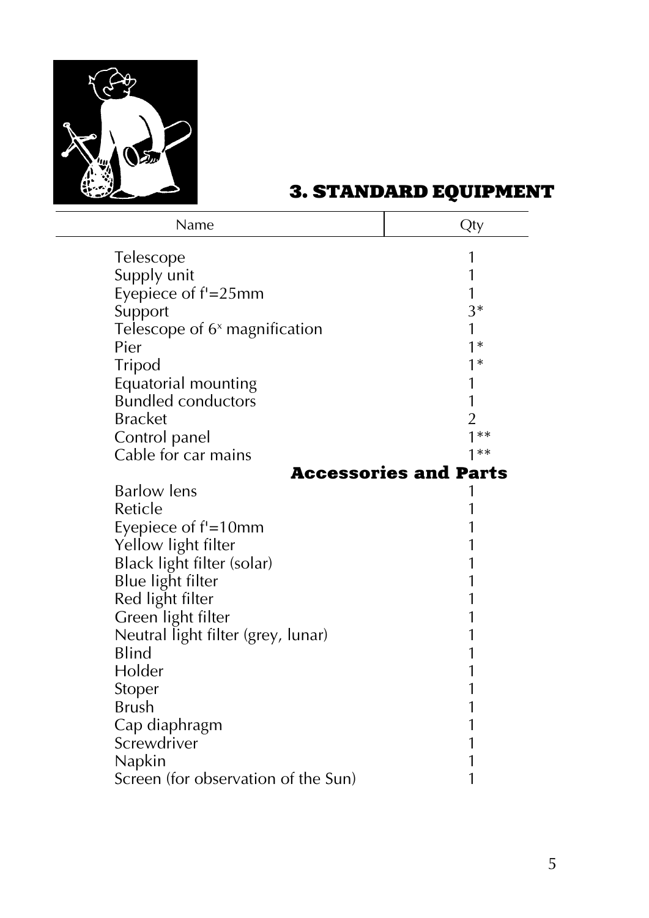## 3. STANDARD EQUIPMENT

| Name | Qty |
| --- | --- |
| Telescope | 1 |
| Supply unit | 1 |
| Eyepiece of f'=25mm | 1 |
| Support | 3* |
| Telescope of $6^x$ magnification | 1 |
| Pier | 1* |
| Tripod | 1* |
| Equatorial mounting | 1 |
| Bundled conductors | 1 |
| Bracket | 2 |
| Control panel | 1** |
| Cable for car mains | 1** |
| **Accessories and Parts** | |
| Barlow lens | 1 |
| Reticle | 1 |
| Eyepiece of f'=10mm | 1 |
| Yellow light filter | 1 |
| Black light filter (solar) | 1 |
| Blue light filter | 1 |
| Red light filter | 1 |
| Green light filter | 1 |
| Neutral light filter (grey, lunar) | 1 |
| Blind | 1 |
| Holder | 1 |
| Stoper | 1 |
| Brush | 1 |
| Cap diaphragm | 1 |
| Screwdriver | 1 |
| Napkin | 1 |
| Screen (for observation of the Sun) | 1 |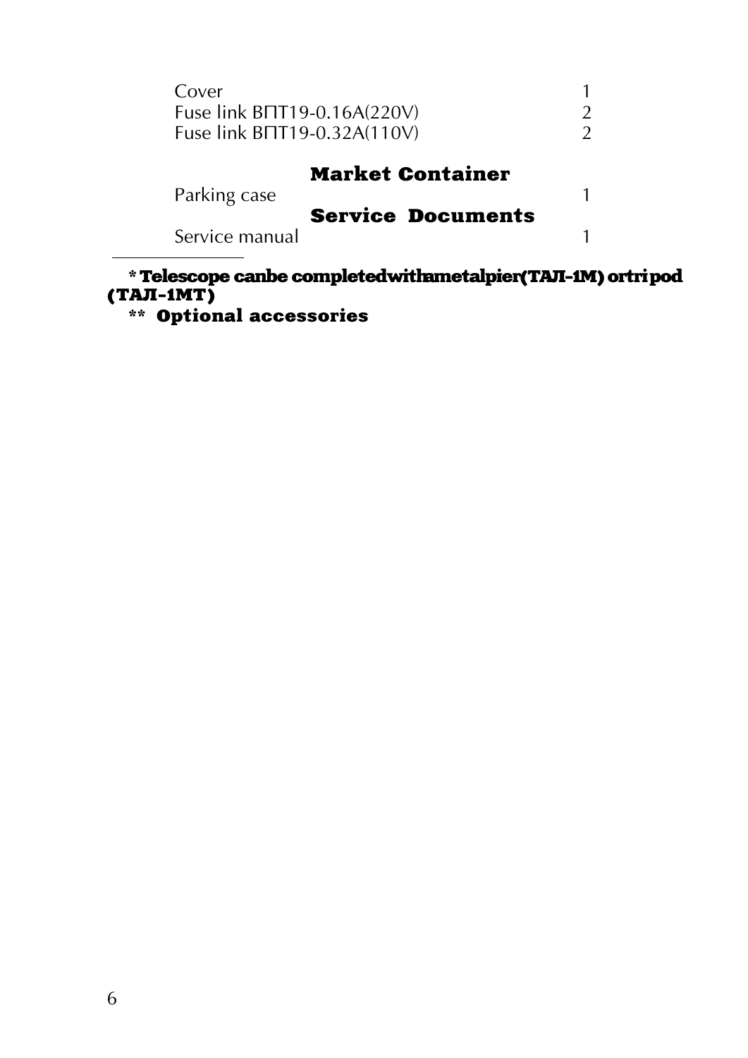| | |
|---|---|
| Cover | 1 |
| Fuse link ВПТ19-0.16A(220V) | 2 |
| Fuse link ВПТ19-0.32A(110V) | 2 |

**Market Container**

| | |
|---|---|
| Parking case | 1 |

**Service Documents**

| | |
|---|---|
| Service manual | 1 |

---

**\* Telescope canbe completedwithametalpier(ТАЛ-1М) ortripod (ТАЛ-1МТ)**

**\*\* Optional accessories**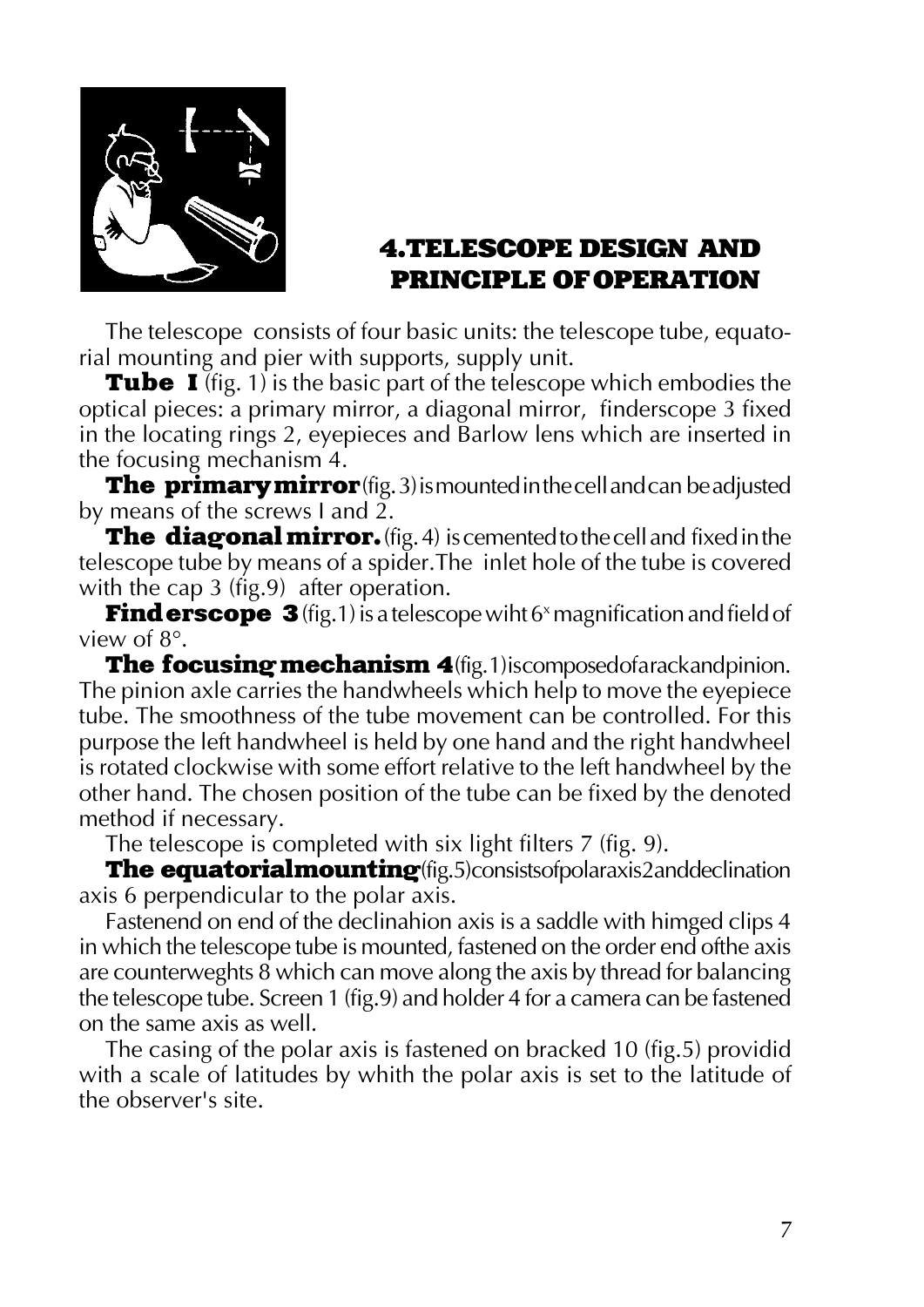## 4.TELESCOPE DESIGN AND PRINCIPLE OF OPERATION

The telescope consists of four basic units: the telescope tube, equatorial mounting and pier with supports, supply unit.

**Tube I** (fig. 1) is the basic part of the telescope which embodies the optical pieces: a primary mirror, a diagonal mirror, finderscope 3 fixed in the locating rings 2, eyepieces and Barlow lens which are inserted in the focusing mechanism 4.

**The primary mirror** (fig. 3) is mounted in the cell and can be adjusted by means of the screws I and 2.

**The diagonal mirror.** (fig. 4) is cemented to the cell and fixed in the telescope tube by means of a spider.The inlet hole of the tube is covered with the cap 3 (fig.9) after operation.

**Finderscope 3** (fig.1) is a telescope wiht $6^{x}$ magnification and field of view of 8°.

**The focusing mechanism 4** (fig.1) is composed of a rack and pinion. The pinion axle carries the handwheels which help to move the eyepiece tube. The smoothness of the tube movement can be controlled. For this purpose the left handwheel is held by one hand and the right handwheel is rotated clockwise with some effort relative to the left handwheel by the other hand. The chosen position of the tube can be fixed by the denoted method if necessary.

The telescope is completed with six light filters 7 (fig. 9).

**The equatorial mounting** (fig.5) consists of polar axis 2 and declination axis 6 perpendicular to the polar axis.

Fastenend on end of the declinahion axis is a saddle with himged clips 4 in which the telescope tube is mounted, fastened on the order end ofthe axis are counterweghts 8 which can move along the axis by thread for balancing the telescope tube. Screen 1 (fig.9) and holder 4 for a camera can be fastened on the same axis as well.

The casing of the polar axis is fastened on bracked 10 (fig.5) providid with a scale of latitudes by whith the polar axis is set to the latitude of the observer's site.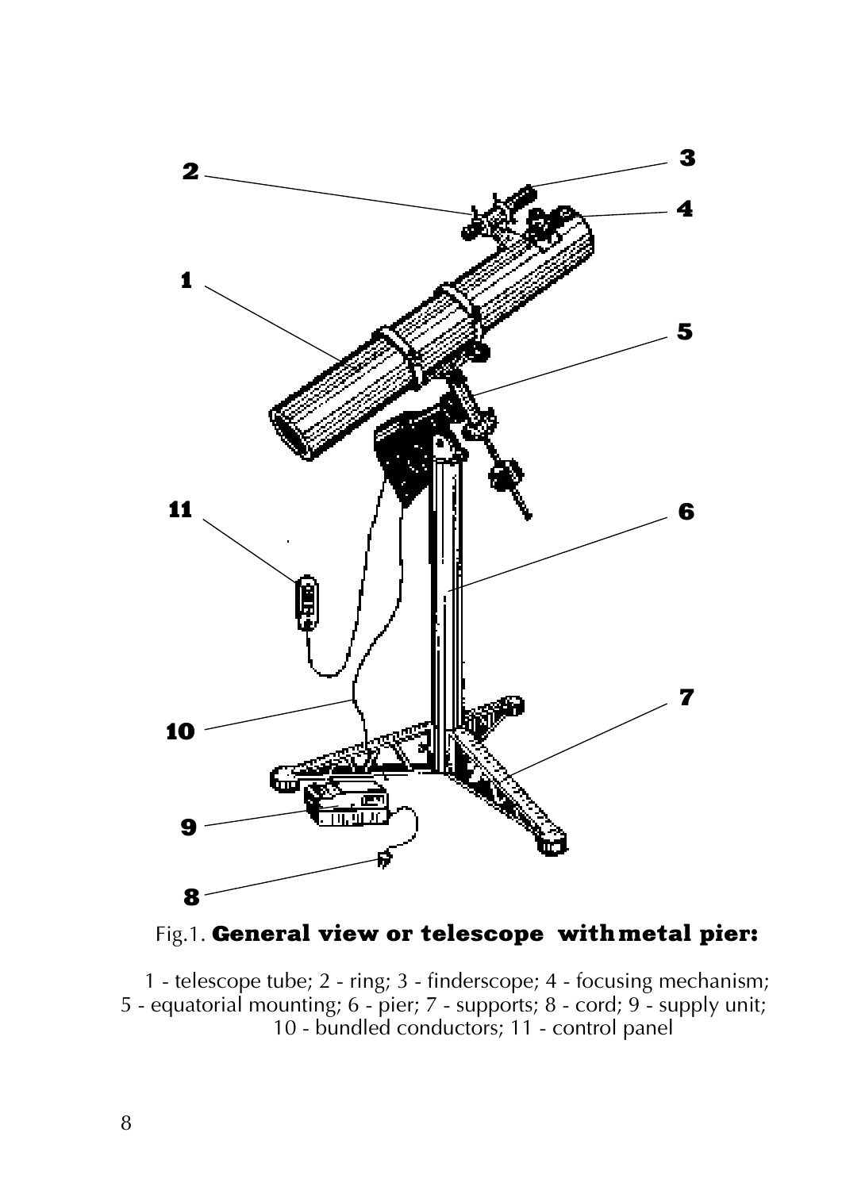Fig.1. **General view or telescope with metal pier:**

1 - telescope tube; 2 - ring; 3 - finderscope; 4 - focusing mechanism; 5 - equatorial mounting; 6 - pier; 7 - supports; 8 - cord; 9 - supply unit; 10 - bundled conductors; 11 - control panel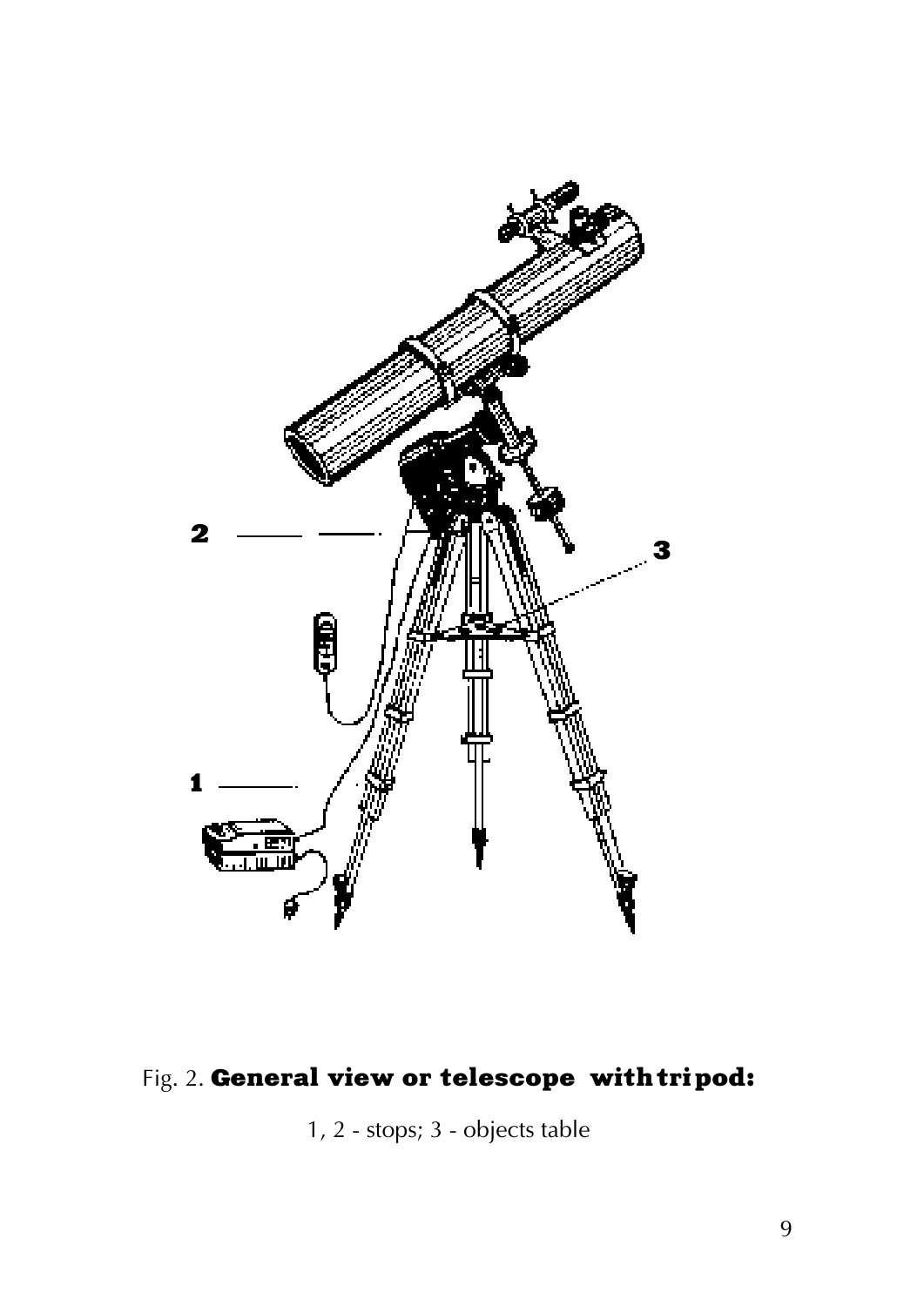Fig. 2. **General view or telescope with tripod:**

1, 2 - stops; 3 - objects table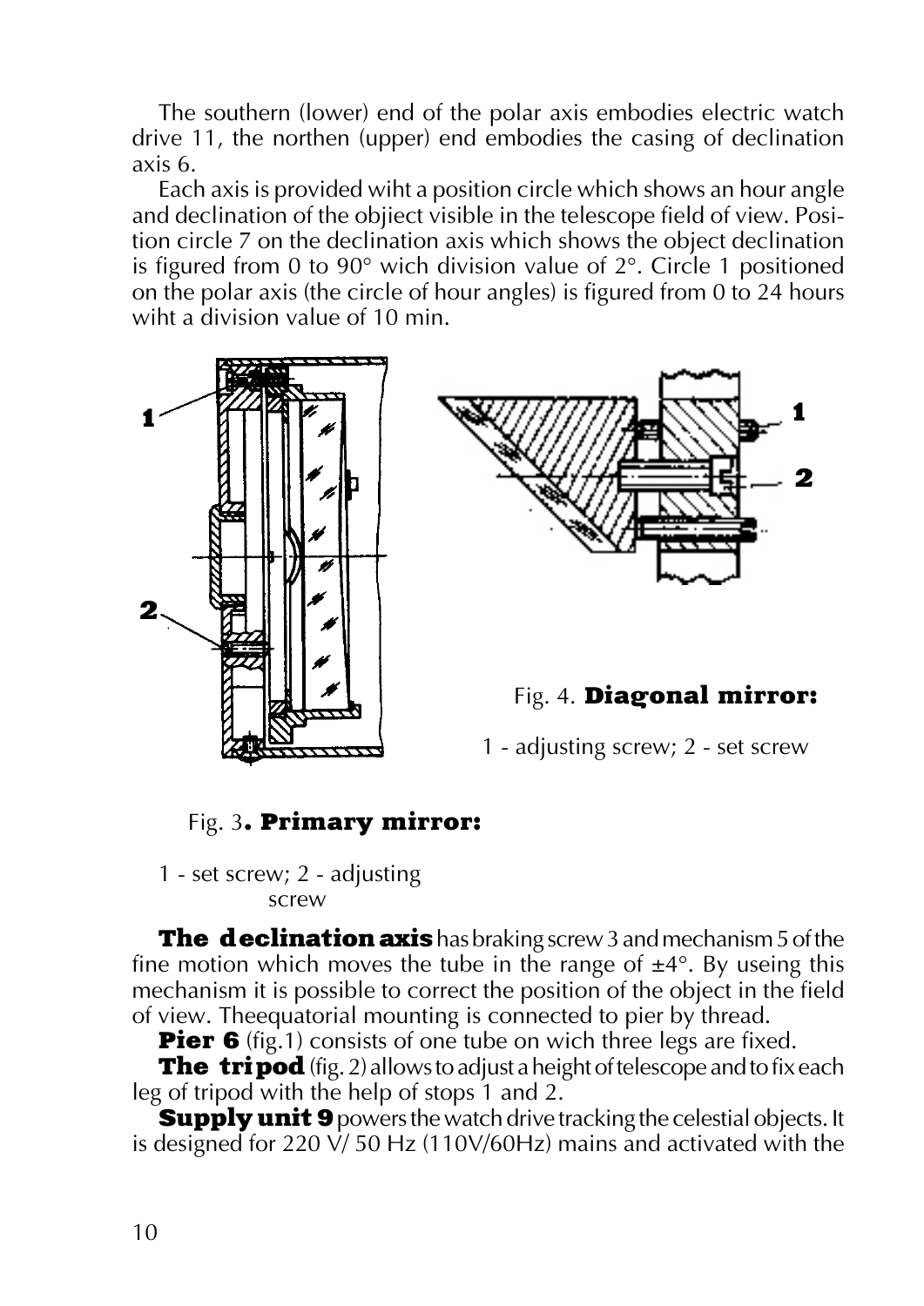The southern (lower) end of the polar axis embodies electric watch drive 11, the northen (upper) end embodies the casing of declination axis 6.

Each axis is provided wiht a position circle which shows an hour angle and declination of the objiect visible in the telescope field of view. Position circle 7 on the declination axis which shows the object declination is figured from 0 to 90° wich division value of 2°. Circle 1 positioned on the polar axis (the circle of hour angles) is figured from 0 to 24 hours wiht a division value of 10 min.

Fig. 4. **Diagonal mirror:**

1 - adjusting screw; 2 - set screw

Fig. 3**. Primary mirror:**

1 - set screw; 2 - adjusting screw

**The declination axis** has braking screw 3 and mechanism 5 of the fine motion which moves the tube in the range of ±4°. By useing this mechanism it is possible to correct the position of the object in the field of view. Theequatorial mounting is connected to pier by thread.

**Pier 6** (fig.1) consists of one tube on wich three legs are fixed.

**The tripod** (fig. 2) allows to adjust a height of telescope and to fix each leg of tripod with the help of stops 1 and 2.

**Supply unit 9** powers the watch drive tracking the celestial objects. It is designed for 220 V/ 50 Hz (110V/60Hz) mains and activated with the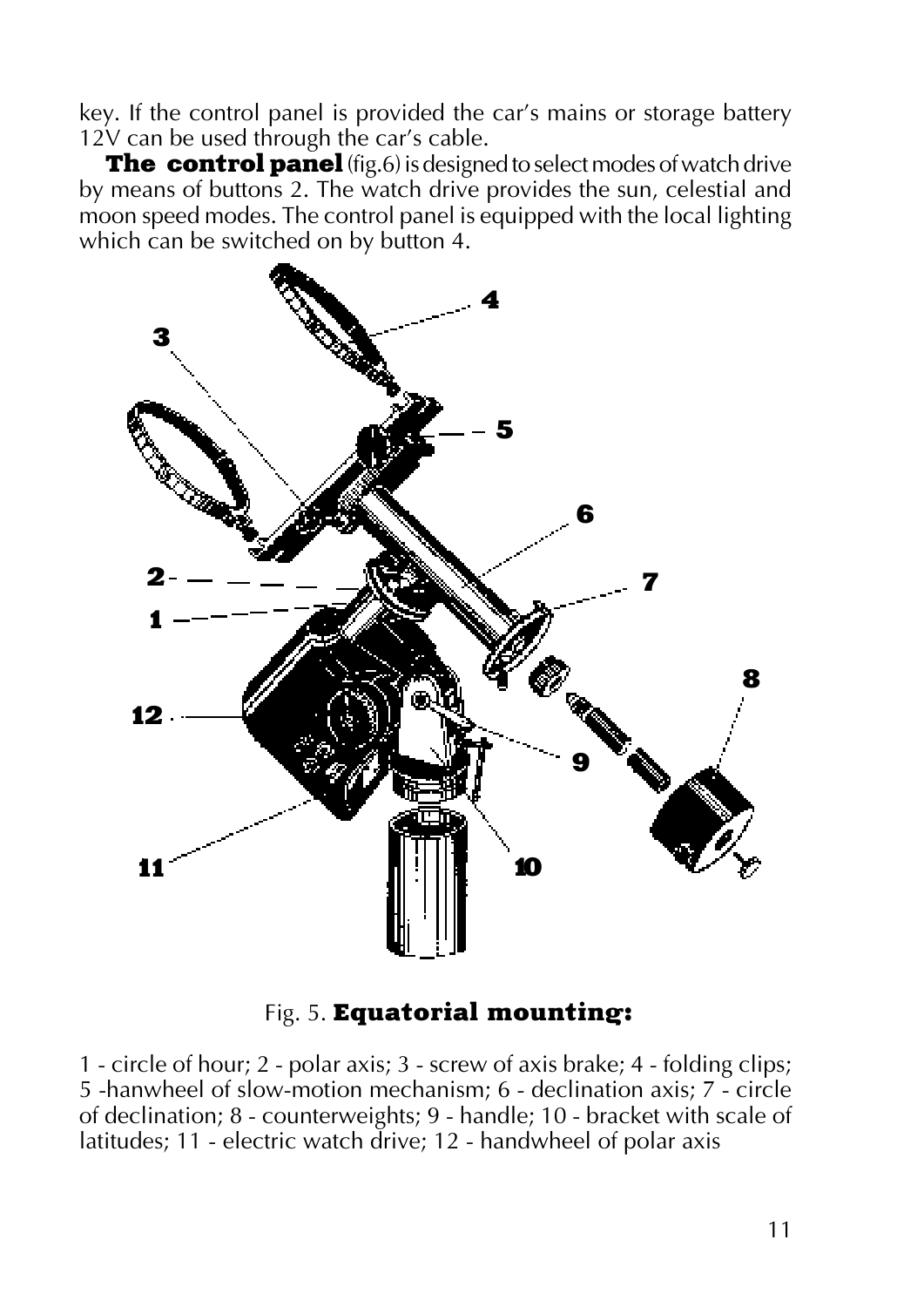key. If the control panel is provided the car's mains or storage battery 12V can be used through the car's cable.

**The control panel** (fig.6) is designed to select modes of watch drive by means of buttons 2. The watch drive provides the sun, celestial and moon speed modes. The control panel is equipped with the local lighting which can be switched on by button 4.

Fig. 5. **Equatorial mounting:**

1 - circle of hour; 2 - polar axis; 3 - screw of axis brake; 4 - folding clips; 5 -hanwheel of slow-motion mechanism; 6 - declination axis; 7 - circle of declination; 8 - counterweights; 9 - handle; 10 - bracket with scale of latitudes; 11 - electric watch drive; 12 - handwheel of polar axis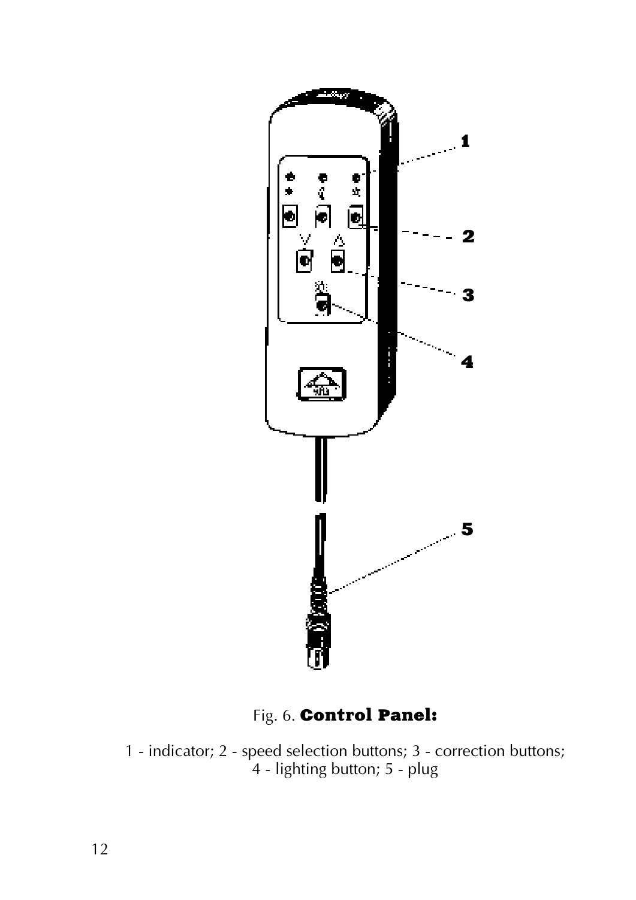Fig. 6. **Control Panel:**

1 - indicator; 2 - speed selection buttons; 3 - correction buttons; 4 - lighting button; 5 - plug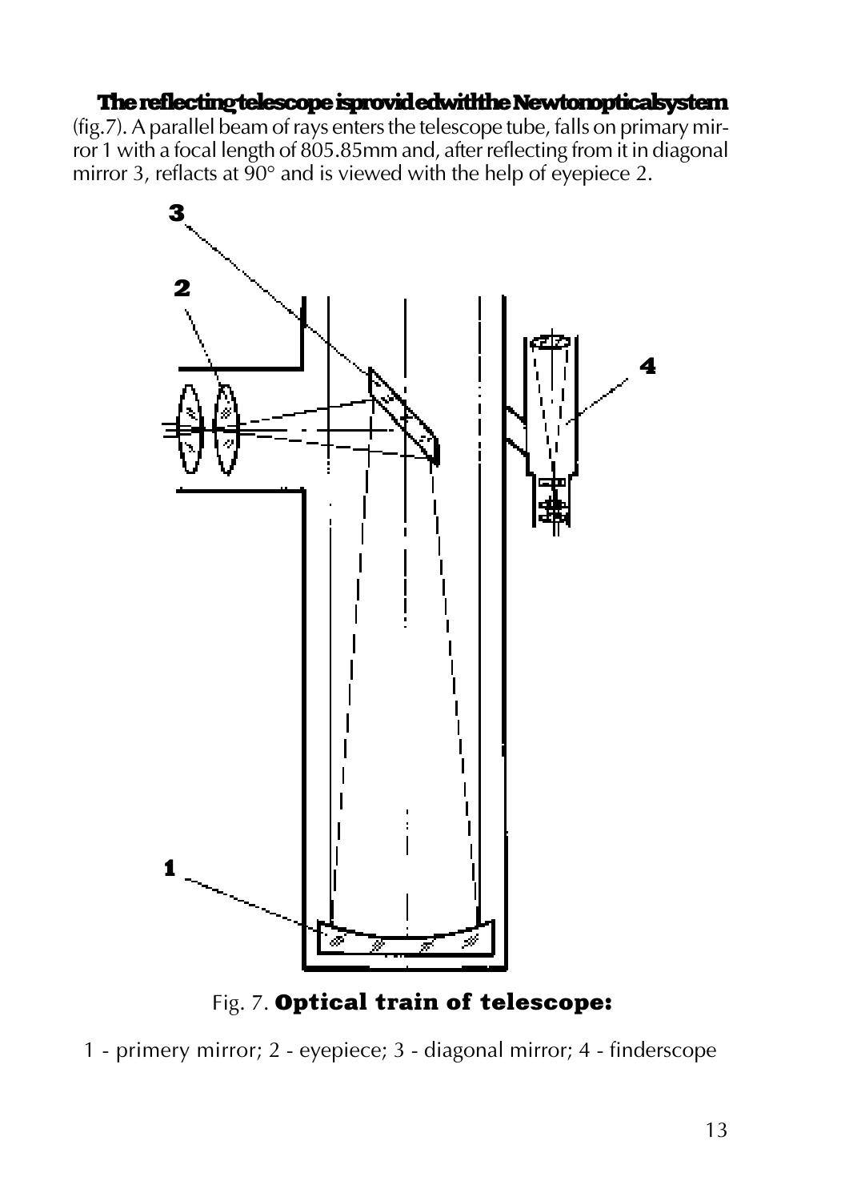**The reflecting telescope is provided with the Newton optical system** (fig.7). A parallel beam of rays enters the telescope tube, falls on primary mirror 1 with a focal length of 805.85mm and, after reflecting from it in diagonal mirror 3, reflacts at 90° and is viewed with the help of eyepiece 2.

Fig. 7. **Optical train of telescope:**

1 - primery mirror; 2 - eyepiece; 3 - diagonal mirror; 4 - finderscope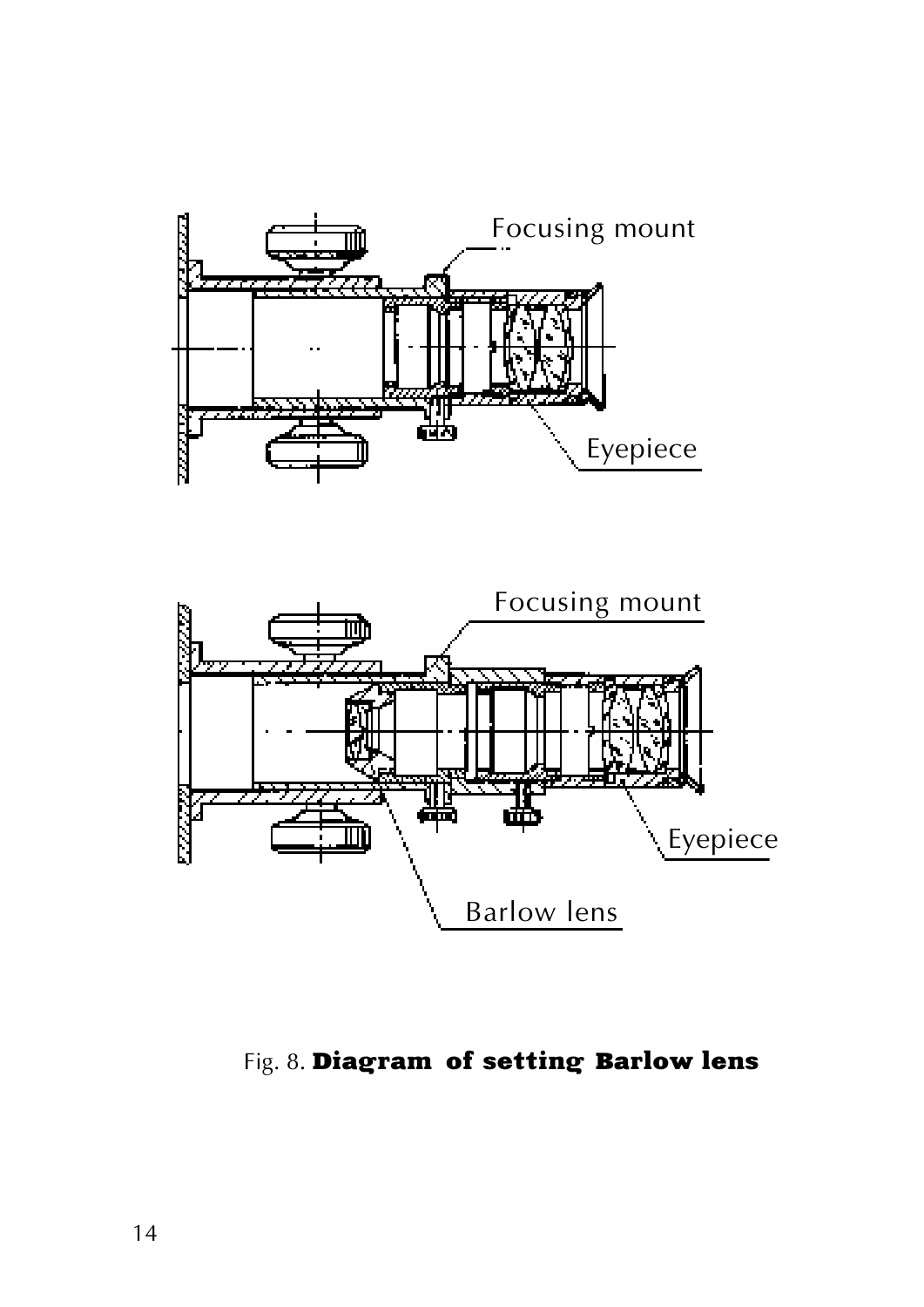Fig. 8. **Diagram of setting Barlow lens**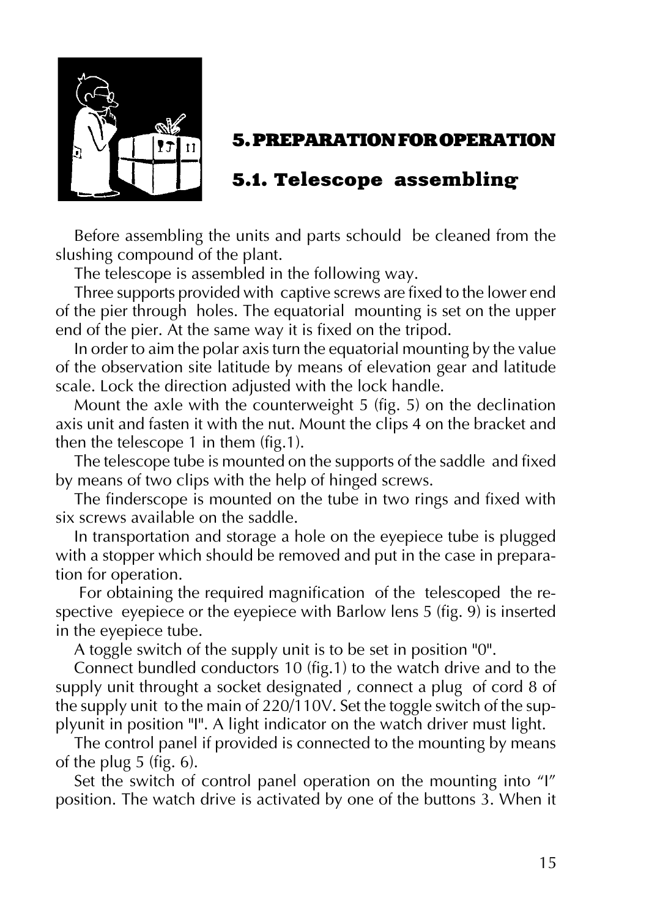## 5. PREPARATION FOR OPERATION

### 5.1. Telescope assembling

Before assembling the units and parts schould be cleaned from the slushing compound of the plant.

The telescope is assembled in the following way.

Three supports provided with captive screws are fixed to the lower end of the pier through holes. The equatorial mounting is set on the upper end of the pier. At the same way it is fixed on the tripod.

In order to aim the polar axis turn the equatorial mounting by the value of the observation site latitude by means of elevation gear and latitude scale. Lock the direction adjusted with the lock handle.

Mount the axle with the counterweight 5 (fig. 5) on the declination axis unit and fasten it with the nut. Mount the clips 4 on the bracket and then the telescope 1 in them (fig.1).

The telescope tube is mounted on the supports of the saddle and fixed by means of two clips with the help of hinged screws.

The finderscope is mounted on the tube in two rings and fixed with six screws available on the saddle.

In transportation and storage a hole on the eyepiece tube is plugged with a stopper which should be removed and put in the case in preparation for operation.

For obtaining the required magnification of the telescoped the respective eyepiece or the eyepiece with Barlow lens 5 (fig. 9) is inserted in the eyepiece tube.

A toggle switch of the supply unit is to be set in position "0".

Connect bundled conductors 10 (fig.1) to the watch drive and to the supply unit throught a socket designated , connect a plug of cord 8 of the supply unit to the main of 220/110V. Set the toggle switch of the supplyunit in position "I". A light indicator on the watch driver must light.

The control panel if provided is connected to the mounting by means of the plug 5 (fig. 6).

Set the switch of control panel operation on the mounting into "I" position. The watch drive is activated by one of the buttons 3. When it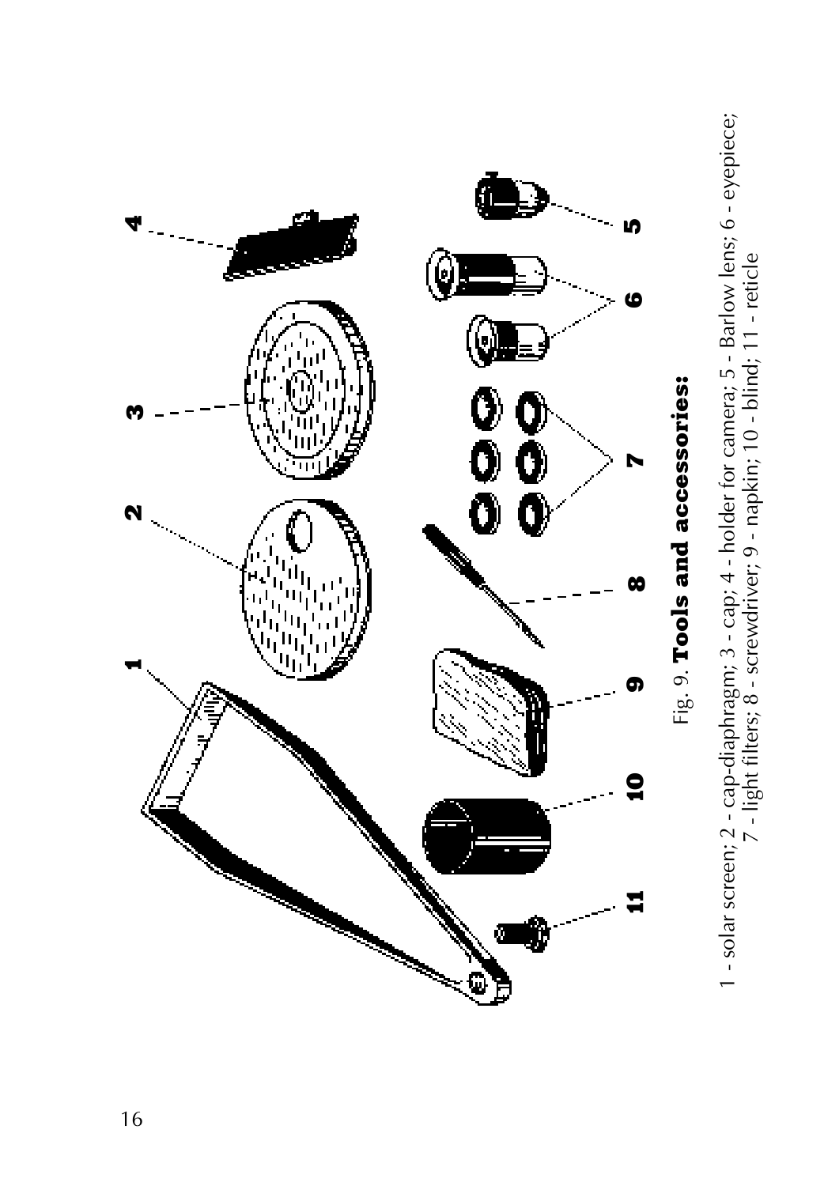Fig. 9. **Tools and accessories:**

1 - solar screen; 2 - cap-diaphragm; 3 - cap; 4 - holder for camera; 5 - Barlow lens; 6 - eyepiece; 7 - light filters; 8 - screwdriver; 9 - napkin; 10 - blind; 11 - reticle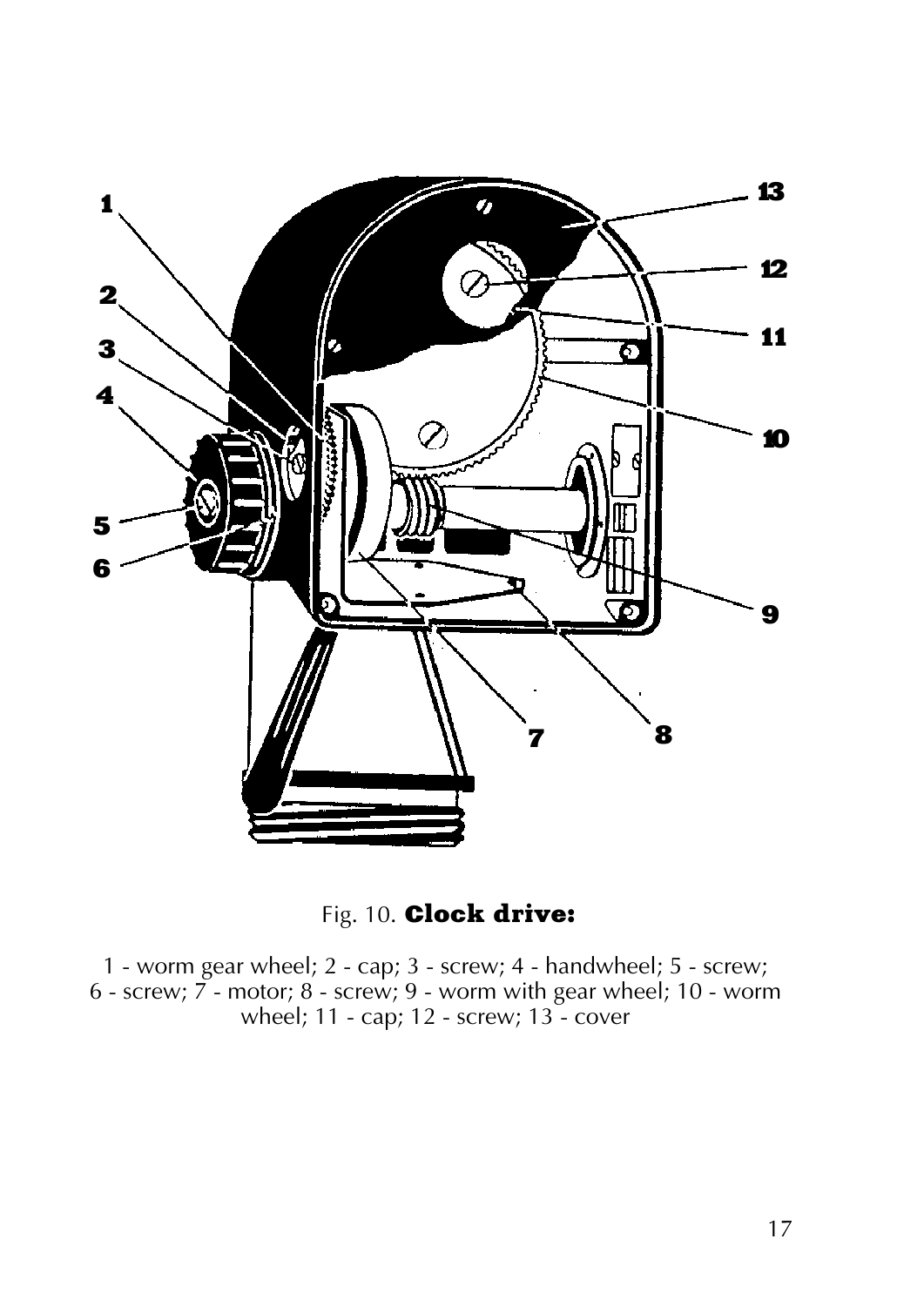Fig. 10. **Clock drive:**

1 - worm gear wheel; 2 - cap; 3 - screw; 4 - handwheel; 5 - screw; 6 - screw; 7 - motor; 8 - screw; 9 - worm with gear wheel; 10 - worm wheel; 11 - cap; 12 - screw; 13 - cover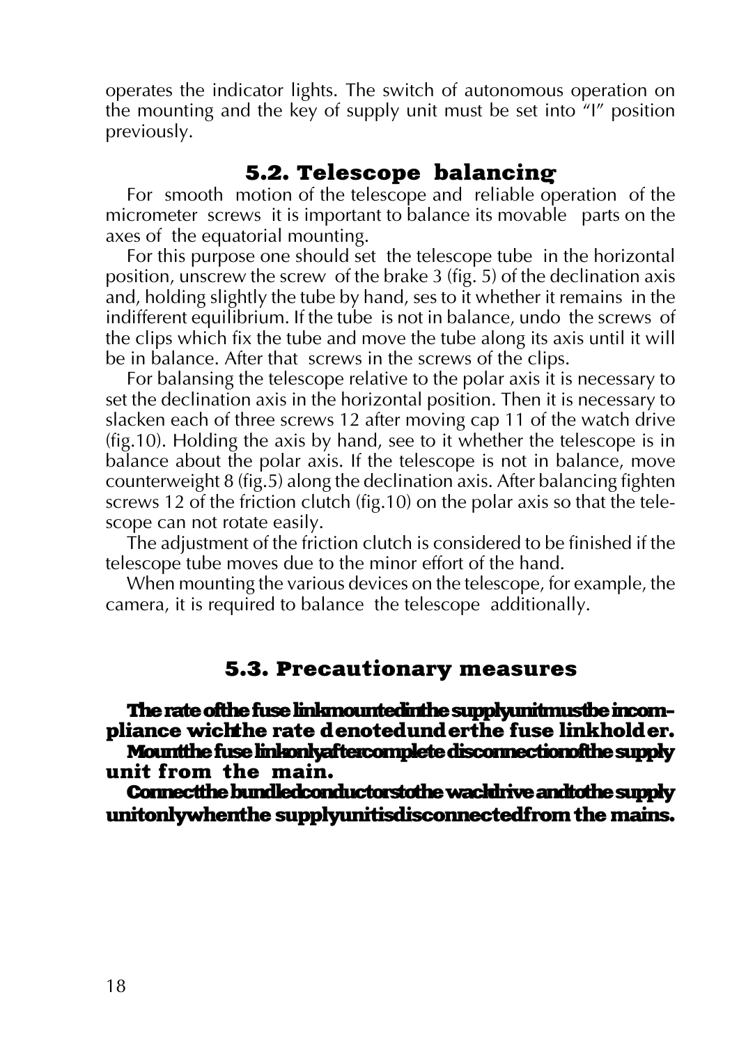operates the indicator lights. The switch of autonomous operation on the mounting and the key of supply unit must be set into "I" position previously.

## 5.2. Telescope balancing

For smooth motion of the telescope and reliable operation of the micrometer screws it is important to balance its movable parts on the axes of the equatorial mounting.

For this purpose one should set the telescope tube in the horizontal position, unscrew the screw of the brake 3 (fig. 5) of the declination axis and, holding slightly the tube by hand, ses to it whether it remains in the indifferent equilibrium. If the tube is not in balance, undo the screws of the clips which fix the tube and move the tube along its axis until it will be in balance. After that screws in the screws of the clips.

For balansing the telescope relative to the polar axis it is necessary to set the declination axis in the horizontal position. Then it is necessary to slacken each of three screws 12 after moving cap 11 of the watch drive (fig.10). Holding the axis by hand, see to it whether the telescope is in balance about the polar axis. If the telescope is not in balance, move counterweight 8 (fig.5) along the declination axis. After balancing fighten screws 12 of the friction clutch (fig.10) on the polar axis so that the telescope can not rotate easily.

The adjustment of the friction clutch is considered to be finished if the telescope tube moves due to the minor effort of the hand.

When mounting the various devices on the telescope, for example, the camera, it is required to balance the telescope additionally.

## 5.3. Precautionary measures

**The rate of the fuse link mounted in the supply unit must be in compliance wich the rate denoted under the fuse link holder.**

**Mount the fuse link only after complete disconnection of the supply unit from the main.**

**Connect the bundled conductors to the wach drive and to the supply unit only when the supply unit is disconnected from the mains.**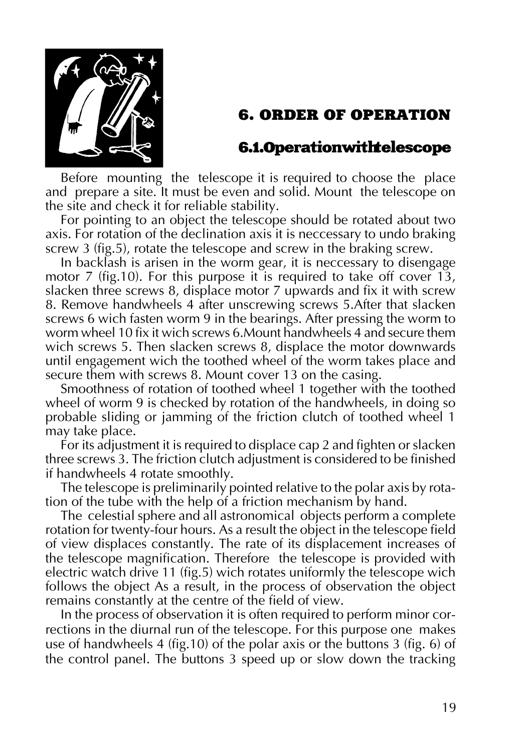## 6. ORDER OF OPERATION

### 6.1.Operationwithtelescope

Before mounting the telescope it is required to choose the place and prepare a site. It must be even and solid. Mount the telescope on the site and check it for reliable stability.

For pointing to an object the telescope should be rotated about two axis. For rotation of the declination axis it is neccessary to undo braking screw 3 (fig.5), rotate the telescope and screw in the braking screw.

In backlash is arisen in the worm gear, it is neccessary to disengage motor 7 (fig.10). For this purpose it is required to take off cover 13, slacken three screws 8, displace motor 7 upwards and fix it with screw 8. Remove handwheels 4 after unscrewing screws 5.After that slacken screws 6 wich fasten worm 9 in the bearings. After pressing the worm to worm wheel 10 fix it wich screws 6.Mount handwheels 4 and secure them wich screws 5. Then slacken screws 8, displace the motor downwards until engagement wich the toothed wheel of the worm takes place and secure them with screws 8. Mount cover 13 on the casing.

Smoothness of rotation of toothed wheel 1 together with the toothed wheel of worm 9 is checked by rotation of the handwheels, in doing so probable sliding or jamming of the friction clutch of toothed wheel 1 may take place.

For its adjustment it is required to displace cap 2 and fighten or slacken three screws 3. The friction clutch adjustment is considered to be finished if handwheels 4 rotate smoothly.

The telescope is preliminarily pointed relative to the polar axis by rotation of the tube with the help of a friction mechanism by hand.

The celestial sphere and all astronomical objects perform a complete rotation for twenty-four hours. As a result the object in the telescope field of view displaces constantly. The rate of its displacement increases of the telescope magnification. Therefore the telescope is provided with electric watch drive 11 (fig.5) wich rotates uniformly the telescope wich follows the object As a result, in the process of observation the object remains constantly at the centre of the field of view.

In the process of observation it is often required to perform minor corrections in the diurnal run of the telescope. For this purpose one makes use of handwheels 4 (fig.10) of the polar axis or the buttons 3 (fig. 6) of the control panel. The buttons 3 speed up or slow down the tracking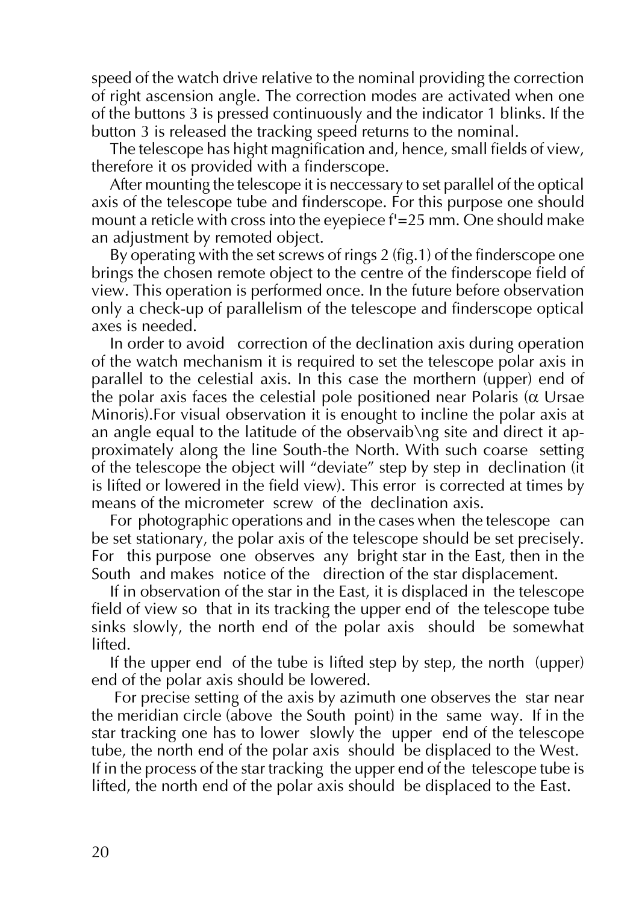speed of the watch drive relative to the nominal providing the correction of right ascension angle. The correction modes are activated when one of the buttons 3 is pressed continuously and the indicator 1 blinks. If the button 3 is released the tracking speed returns to the nominal.

The telescope has hight magnification and, hence, small fields of view, therefore it os provided with a finderscope.

After mounting the telescope it is neccessary to set parallel of the optical axis of the telescope tube and finderscope. For this purpose one should mount a reticle with cross into the eyepiece f'=25 mm. One should make an adjustment by remoted object.

By operating with the set screws of rings 2 (fig.1) of the finderscope one brings the chosen remote object to the centre of the finderscope field of view. This operation is performed once. In the future before observation only a check-up of parallelism of the telescope and finderscope optical axes is needed.

In order to avoid correction of the declination axis during operation of the watch mechanism it is required to set the telescope polar axis in parallel to the celestial axis. In this case the morthern (upper) end of the polar axis faces the celestial pole positioned near Polaris (α Ursae Minoris).For visual observation it is enought to incline the polar axis at an angle equal to the latitude of the observaib\ng site and direct it approximately along the line South-the North. With such coarse setting of the telescope the object will "deviate" step by step in declination (it is lifted or lowered in the field view). This error is corrected at times by means of the micrometer screw of the declination axis.

For photographic operations and in the cases when the telescope can be set stationary, the polar axis of the telescope should be set precisely. For this purpose one observes any bright star in the East, then in the South and makes notice of the direction of the star displacement.

If in observation of the star in the East, it is displaced in the telescope field of view so that in its tracking the upper end of the telescope tube sinks slowly, the north end of the polar axis should be somewhat lifted.

If the upper end of the tube is lifted step by step, the north (upper) end of the polar axis should be lowered.

For precise setting of the axis by azimuth one observes the star near the meridian circle (above the South point) in the same way. If in the star tracking one has to lower slowly the upper end of the telescope tube, the north end of the polar axis should be displaced to the West. If in the process of the star tracking the upper end of the telescope tube is lifted, the north end of the polar axis should be displaced to the East.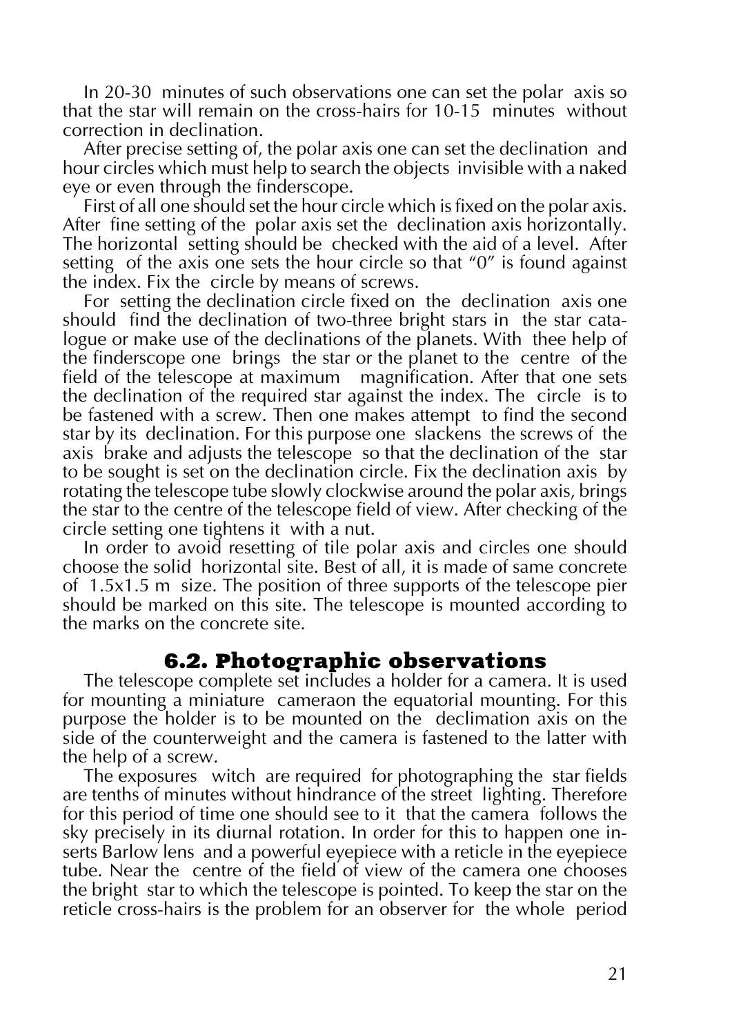In 20-30 minutes of such observations one can set the polar axis so that the star will remain on the cross-hairs for 10-15 minutes without correction in declination.

After precise setting of, the polar axis one can set the declination and hour circles which must help to search the objects invisible with a naked eye or even through the finderscope.

First of all one should set the hour circle which is fixed on the polar axis. After fine setting of the polar axis set the declination axis horizontally. The horizontal setting should be checked with the aid of a level. After setting of the axis one sets the hour circle so that "0" is found against the index. Fix the circle by means of screws.

For setting the declination circle fixed on the declination axis one should find the declination of two-three bright stars in the star catalogue or make use of the declinations of the planets. With thee help of the finderscope one brings the star or the planet to the centre of the field of the telescope at maximum magnification. After that one sets the declination of the required star against the index. The circle is to be fastened with a screw. Then one makes attempt to find the second star by its declination. For this purpose one slackens the screws of the axis brake and adjusts the telescope so that the declination of the star to be sought is set on the declination circle. Fix the declination axis by rotating the telescope tube slowly clockwise around the polar axis, brings the star to the centre of the telescope field of view. After checking of the circle setting one tightens it with a nut.

In order to avoid resetting of tile polar axis and circles one should choose the solid horizontal site. Best of all, it is made of same concrete of 1.5x1.5 m size. The position of three supports of the telescope pier should be marked on this site. The telescope is mounted according to the marks on the concrete site.

## 6.2. Photographic observations

The telescope complete set includes a holder for a camera. It is used for mounting a miniature cameraon the equatorial mounting. For this purpose the holder is to be mounted on the declimation axis on the side of the counterweight and the camera is fastened to the latter with the help of a screw.

The exposures witch are required for photographing the star fields are tenths of minutes without hindrance of the street lighting. Therefore for this period of time one should see to it that the camera follows the sky precisely in its diurnal rotation. In order for this to happen one inserts Barlow lens and a powerful eyepiece with a reticle in the eyepiece tube. Near the centre of the field of view of the camera one chooses the bright star to which the telescope is pointed. To keep the star on the reticle cross-hairs is the problem for an observer for the whole period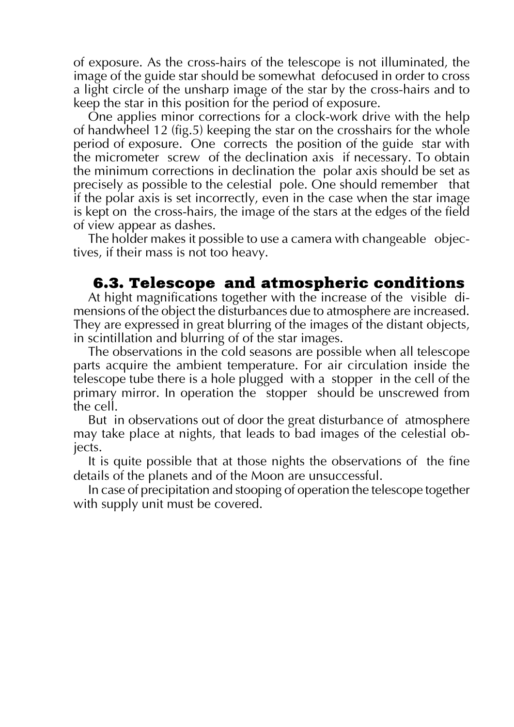of exposure. As the cross-hairs of the telescope is not illuminated, the image of the guide star should be somewhat defocused in order to cross a light circle of the unsharp image of the star by the cross-hairs and to keep the star in this position for the period of exposure.

One applies minor corrections for a clock-work drive with the help of handwheel 12 (fig.5) keeping the star on the crosshairs for the whole period of exposure. One corrects the position of the guide star with the micrometer screw of the declination axis if necessary. To obtain the minimum corrections in declination the polar axis should be set as precisely as possible to the celestial pole. One should remember that if the polar axis is set incorrectly, even in the case when the star image is kept on the cross-hairs, the image of the stars at the edges of the field of view appear as dashes.

The holder makes it possible to use a camera with changeable objectives, if their mass is not too heavy.

## 6.3. Telescope and atmospheric conditions

At hight magnifications together with the increase of the visible dimensions of the object the disturbances due to atmosphere are increased. They are expressed in great blurring of the images of the distant objects, in scintillation and blurring of of the star images.

The observations in the cold seasons are possible when all telescope parts acquire the ambient temperature. For air circulation inside the telescope tube there is a hole plugged with a stopper in the cell of the primary mirror. In operation the stopper should be unscrewed from the cell.

But in observations out of door the great disturbance of atmosphere may take place at nights, that leads to bad images of the celestial objects.

It is quite possible that at those nights the observations of the fine details of the planets and of the Moon are unsuccessful.

In case of precipitation and stooping of operation the telescope together with supply unit must be covered.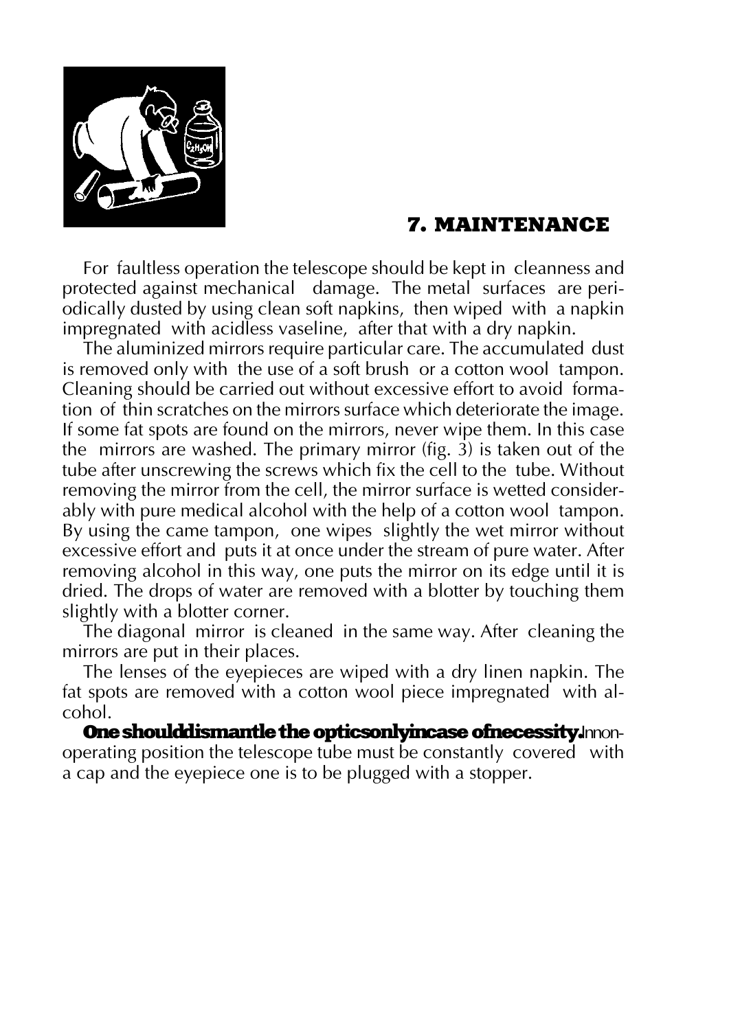## 7. MAINTENANCE

For faultless operation the telescope should be kept in cleanness and protected against mechanical damage. The metal surfaces are periodically dusted by using clean soft napkins, then wiped with a napkin impregnated with acidless vaseline, after that with a dry napkin.

The aluminized mirrors require particular care. The accumulated dust is removed only with the use of a soft brush or a cotton wool tampon. Cleaning should be carried out without excessive effort to avoid formation of thin scratches on the mirrors surface which deteriorate the image. If some fat spots are found on the mirrors, never wipe them. In this case the mirrors are washed. The primary mirror (fig. 3) is taken out of the tube after unscrewing the screws which fix the cell to the tube. Without removing the mirror from the cell, the mirror surface is wetted considerably with pure medical alcohol with the help of a cotton wool tampon. By using the came tampon, one wipes slightly the wet mirror without excessive effort and puts it at once under the stream of pure water. After removing alcohol in this way, one puts the mirror on its edge until it is dried. The drops of water are removed with a blotter by touching them slightly with a blotter corner.

The diagonal mirror is cleaned in the same way. After cleaning the mirrors are put in their places.

The lenses of the eyepieces are wiped with a dry linen napkin. The fat spots are removed with a cotton wool piece impregnated with alcohol.

**One should dismantle the optics only in case of necessity.** In non-operating position the telescope tube must be constantly covered with a cap and the eyepiece one is to be plugged with a stopper.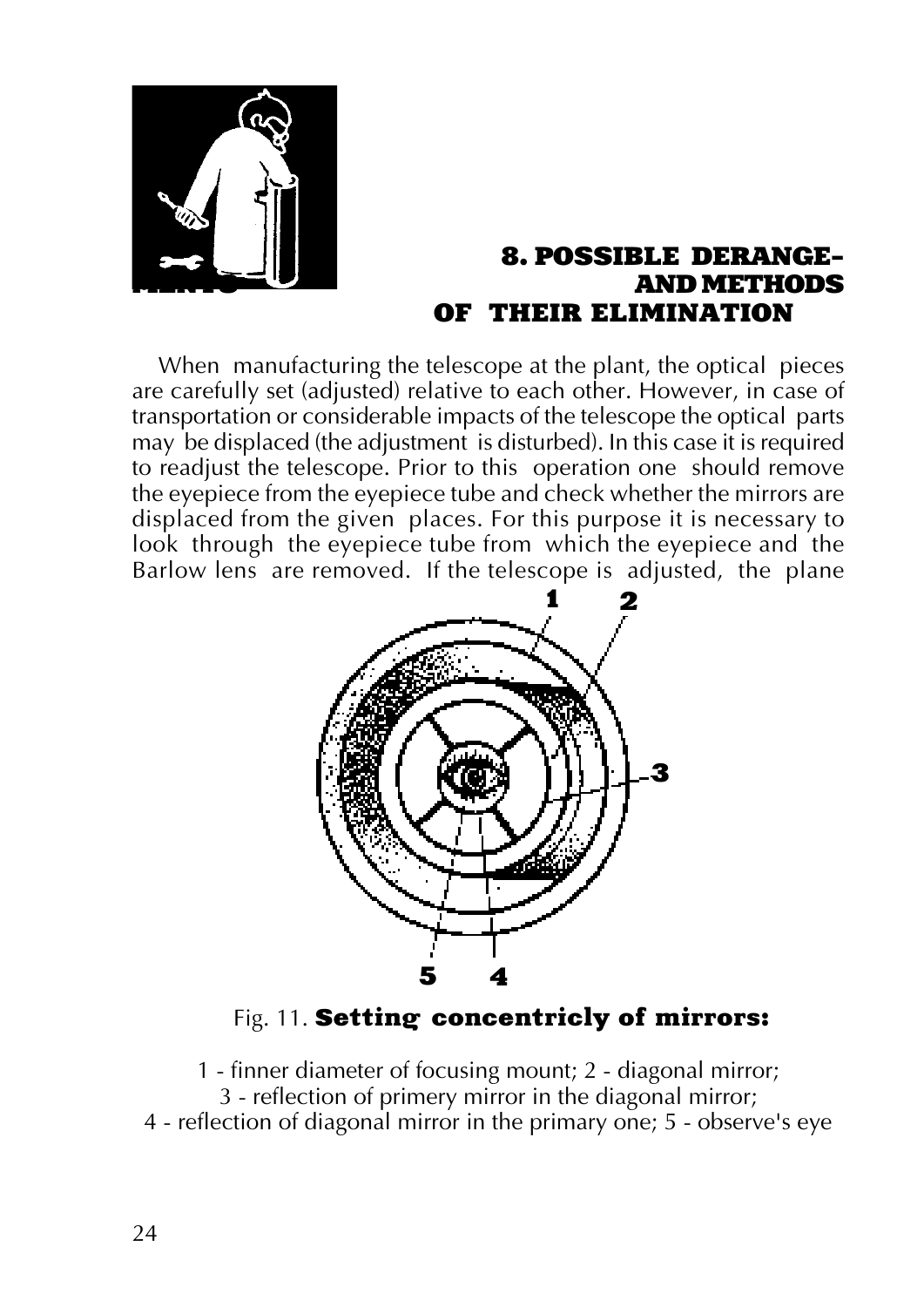## 8. POSSIBLE DERANGE- MENTS AND METHODS OF THEIR ELIMINATION

When manufacturing the telescope at the plant, the optical pieces are carefully set (adjusted) relative to each other. However, in case of transportation or considerable impacts of the telescope the optical parts may be displaced (the adjustment is disturbed). In this case it is required to readjust the telescope. Prior to this operation one should remove the eyepiece from the eyepiece tube and check whether the mirrors are displaced from the given places. For this purpose it is necessary to look through the eyepiece tube from which the eyepiece and the Barlow lens are removed. If the telescope is adjusted, the plane

Fig. 11. **Setting concentricly of mirrors:**

1 - finner diameter of focusing mount; 2 - diagonal mirror;
3 - reflection of primery mirror in the diagonal mirror;
4 - reflection of diagonal mirror in the primary one; 5 - observe's eye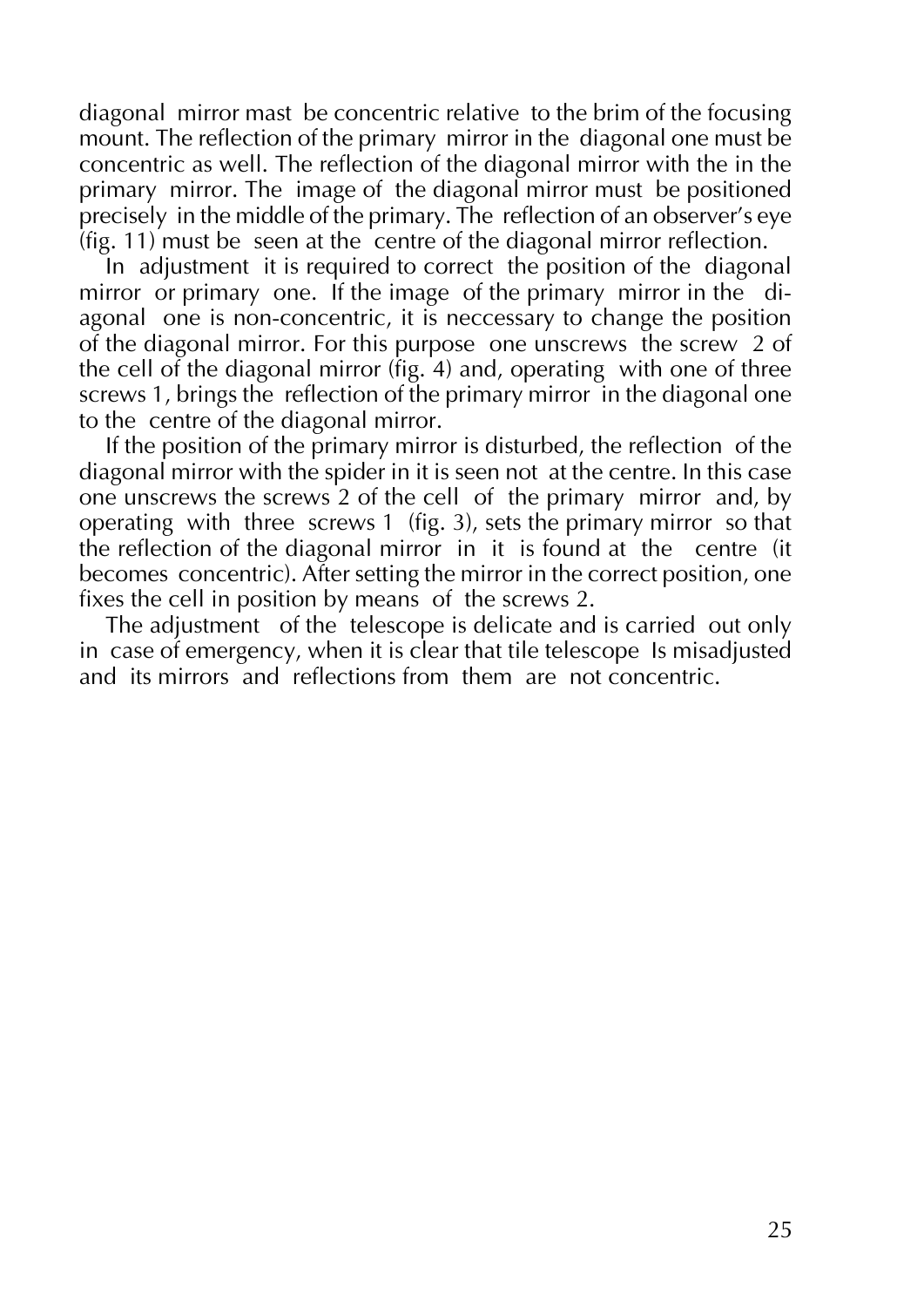diagonal mirror mast be concentric relative to the brim of the focusing mount. The reflection of the primary mirror in the diagonal one must be concentric as well. The reflection of the diagonal mirror with the in the primary mirror. The image of the diagonal mirror must be positioned precisely in the middle of the primary. The reflection of an observer's eye (fig. 11) must be seen at the centre of the diagonal mirror reflection.

In adjustment it is required to correct the position of the diagonal mirror or primary one. If the image of the primary mirror in the diagonal one is non-concentric, it is neccessary to change the position of the diagonal mirror. For this purpose one unscrews the screw 2 of the cell of the diagonal mirror (fig. 4) and, operating with one of three screws 1, brings the reflection of the primary mirror in the diagonal one to the centre of the diagonal mirror.

If the position of the primary mirror is disturbed, the reflection of the diagonal mirror with the spider in it is seen not at the centre. In this case one unscrews the screws 2 of the cell of the primary mirror and, by operating with three screws 1 (fig. 3), sets the primary mirror so that the reflection of the diagonal mirror in it is found at the centre (it becomes concentric). After setting the mirror in the correct position, one fixes the cell in position by means of the screws 2.

The adjustment of the telescope is delicate and is carried out only in case of emergency, when it is clear that tile telescope Is misadjusted and its mirrors and reflections from them are not concentric.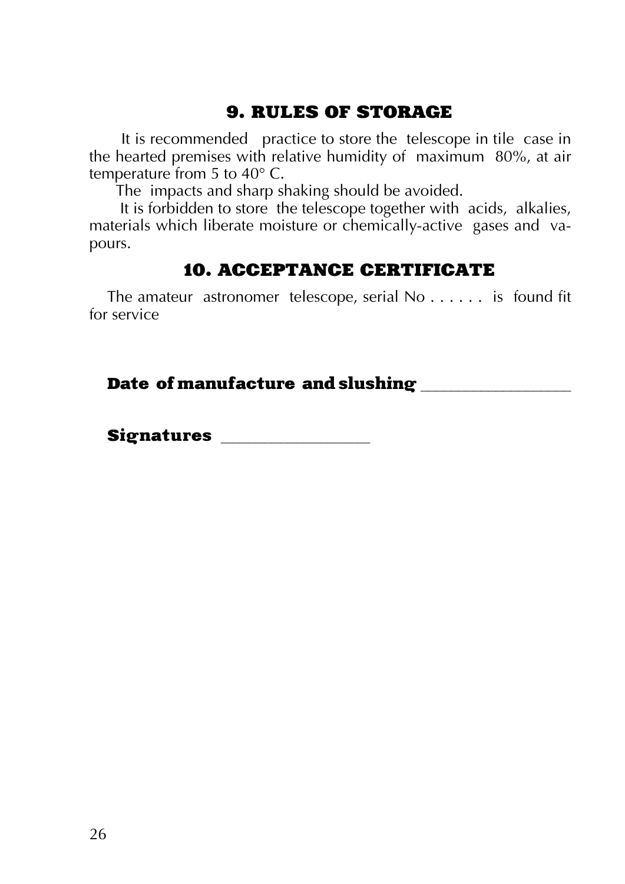## 9. RULES OF STORAGE

It is recommended practice to store the telescope in tile case in the hearted premises with relative humidity of maximum 80%, at air temperature from 5 to 40° C.

The impacts and sharp shaking should be avoided.

It is forbidden to store the telescope together with acids, alkalies, materials which liberate moisture or chemically-active gases and vapours.

## 10. ACCEPTANCE CERTIFICATE

The amateur astronomer telescope, serial No . . . . . . is found fit for service

**Date of manufacture and slushing** ________________

**Signatures** ________________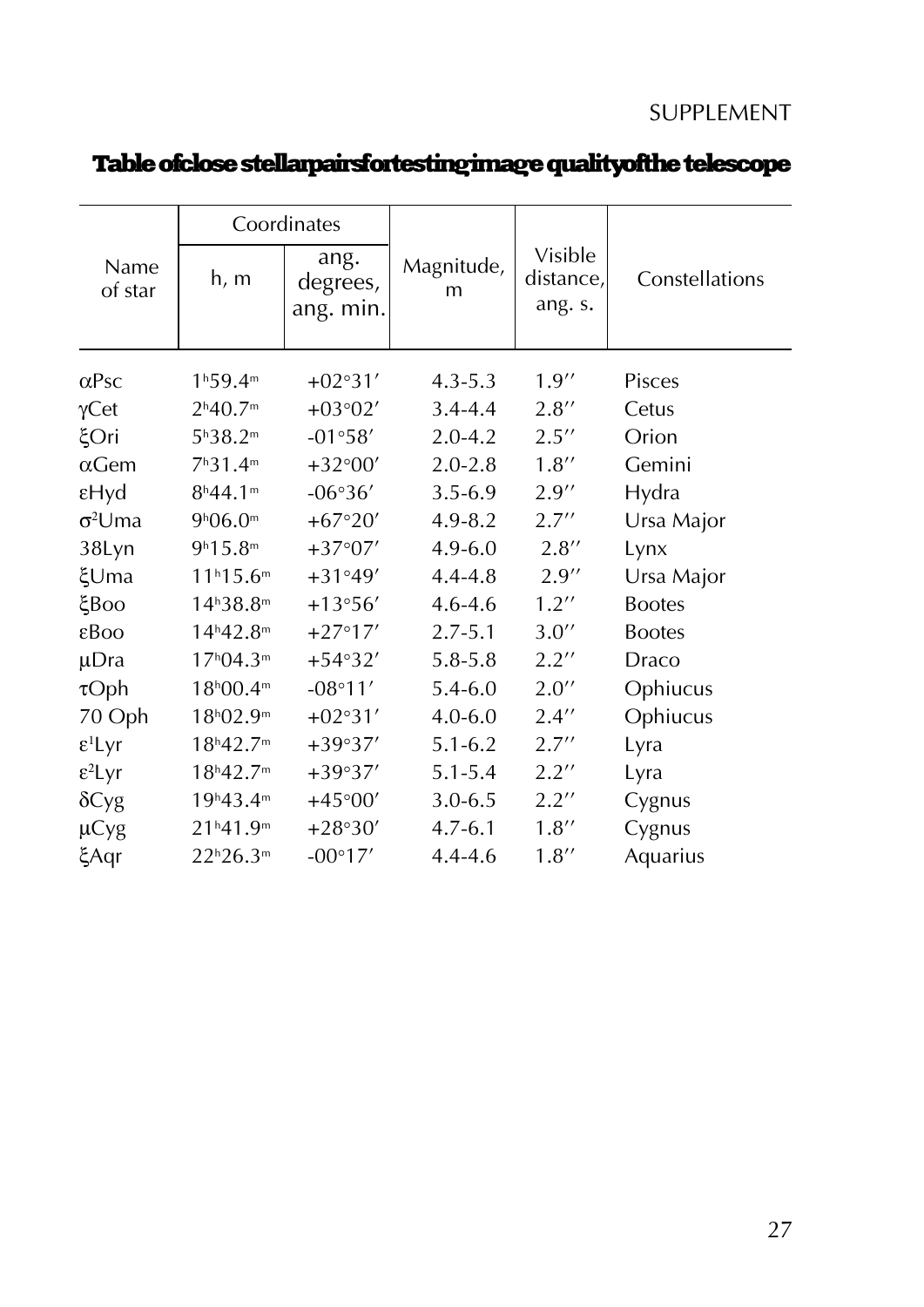## Table of close stellar pairs for testing image quality of the telescope

| Name of star | Coordinates | | Magnitude, m | Visible distance, ang. s. | Constellations |
|---|---|---|---|---|---|
| | h, m | ang. degrees, ang. min. | | | |
| αPsc | $1^h59.4^m$ | +02°31′ | 4.3-5.3 | 1.9″ | Pisces |
| γCet | $2^h40.7^m$ | +03°02′ | 3.4-4.4 | 2.8″ | Cetus |
| ξOri | $5^h38.2^m$ | -01°58′ | 2.0-4.2 | 2.5″ | Orion |
| αGem | $7^h31.4^m$ | +32°00′ | 2.0-2.8 | 1.8″ | Gemini |
| εHyd | $8^h44.1^m$ | -06°36′ | 3.5-6.9 | 2.9″ | Hydra |
| $\sigma^2$Uma | $9^h06.0^m$ | +67°20′ | 4.9-8.2 | 2.7″ | Ursa Major |
| 38Lyn | $9^h15.8^m$ | +37°07′ | 4.9-6.0 | 2.8″ | Lynx |
| ξUma | $11^h15.6^m$ | +31°49′ | 4.4-4.8 | 2.9″ | Ursa Major |
| ξBoo | $14^h38.8^m$ | +13°56′ | 4.6-4.6 | 1.2″ | Bootes |
| εBoo | $14^h42.8^m$ | +27°17′ | 2.7-5.1 | 3.0″ | Bootes |
| μDra | $17^h04.3^m$ | +54°32′ | 5.8-5.8 | 2.2″ | Draco |
| τOph | $18^h00.4^m$ | -08°11′ | 5.4-6.0 | 2.0″ | Ophiucus |
| 70 Oph | $18^h02.9^m$ | +02°31′ | 4.0-6.0 | 2.4″ | Ophiucus |
| $\varepsilon^1$Lyr | $18^h42.7^m$ | +39°37′ | 5.1-6.2 | 2.7″ | Lyra |
| $\varepsilon^2$Lyr | $18^h42.7^m$ | +39°37′ | 5.1-5.4 | 2.2″ | Lyra |
| δCyg | $19^h43.4^m$ | +45°00′ | 3.0-6.5 | 2.2″ | Cygnus |
| μCyg | $21^h41.9^m$ | +28°30′ | 4.7-6.1 | 1.8″ | Cygnus |
| ξAqr | $22^h26.3^m$ | -00°17′ | 4.4-4.6 | 1.8″ | Aquarius |